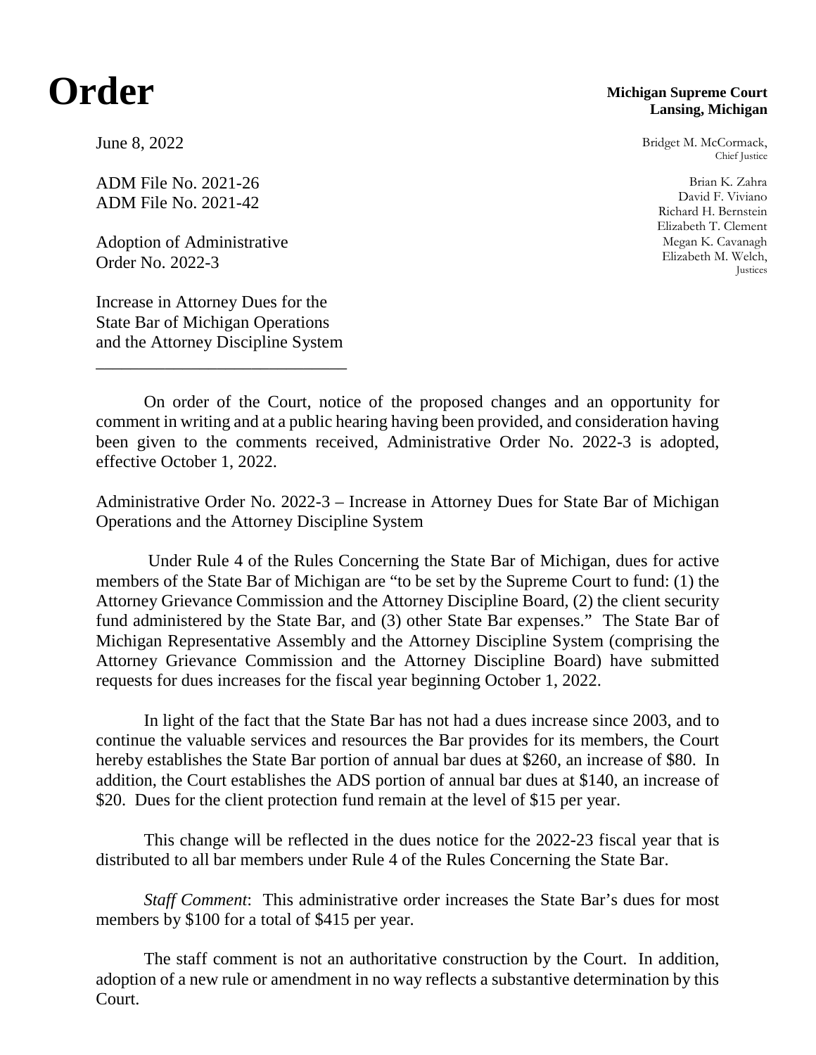# Order

**Michigan Supreme Court**
**Lansing, Michigan**

June 8, 2022

Bridget M. McCormack,
Chief Justice

Brian K. Zahra
David F. Viviano
Richard H. Bernstein
Elizabeth T. Clement
Megan K. Cavanagh
Elizabeth M. Welch,
Justices

ADM File No. 2021-26
ADM File No. 2021-42

Adoption of Administrative Order No. 2022-3

Increase in Attorney Dues for the State Bar of Michigan Operations and the Attorney Discipline System

---

On order of the Court, notice of the proposed changes and an opportunity for comment in writing and at a public hearing having been provided, and consideration having been given to the comments received, Administrative Order No. 2022-3 is adopted, effective October 1, 2022.

Administrative Order No. 2022-3 – Increase in Attorney Dues for State Bar of Michigan Operations and the Attorney Discipline System

Under Rule 4 of the Rules Concerning the State Bar of Michigan, dues for active members of the State Bar of Michigan are "to be set by the Supreme Court to fund: (1) the Attorney Grievance Commission and the Attorney Discipline Board, (2) the client security fund administered by the State Bar, and (3) other State Bar expenses." The State Bar of Michigan Representative Assembly and the Attorney Discipline System (comprising the Attorney Grievance Commission and the Attorney Discipline Board) have submitted requests for dues increases for the fiscal year beginning October 1, 2022.

In light of the fact that the State Bar has not had a dues increase since 2003, and to continue the valuable services and resources the Bar provides for its members, the Court hereby establishes the State Bar portion of annual bar dues at $260, an increase of $80. In addition, the Court establishes the ADS portion of annual bar dues at $140, an increase of $20. Dues for the client protection fund remain at the level of $15 per year.

This change will be reflected in the dues notice for the 2022-23 fiscal year that is distributed to all bar members under Rule 4 of the Rules Concerning the State Bar.

*Staff Comment*: This administrative order increases the State Bar's dues for most members by $100 for a total of $415 per year.

The staff comment is not an authoritative construction by the Court. In addition, adoption of a new rule or amendment in no way reflects a substantive determination by this Court.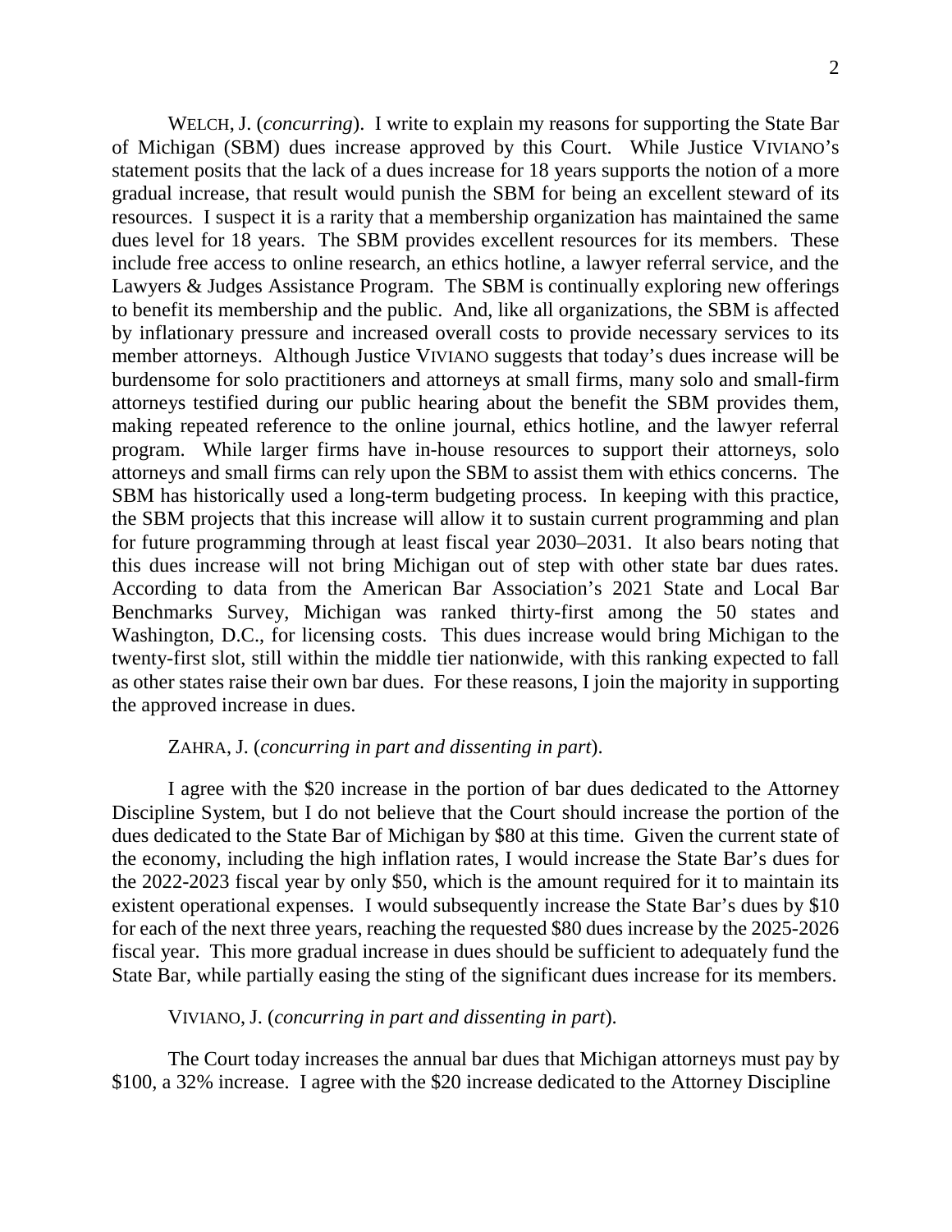WELCH, J. (*concurring*). I write to explain my reasons for supporting the State Bar of Michigan (SBM) dues increase approved by this Court. While Justice VIVIANO's statement posits that the lack of a dues increase for 18 years supports the notion of a more gradual increase, that result would punish the SBM for being an excellent steward of its resources. I suspect it is a rarity that a membership organization has maintained the same dues level for 18 years. The SBM provides excellent resources for its members. These include free access to online research, an ethics hotline, a lawyer referral service, and the Lawyers & Judges Assistance Program. The SBM is continually exploring new offerings to benefit its membership and the public. And, like all organizations, the SBM is affected by inflationary pressure and increased overall costs to provide necessary services to its member attorneys. Although Justice VIVIANO suggests that today's dues increase will be burdensome for solo practitioners and attorneys at small firms, many solo and small-firm attorneys testified during our public hearing about the benefit the SBM provides them, making repeated reference to the online journal, ethics hotline, and the lawyer referral program. While larger firms have in-house resources to support their attorneys, solo attorneys and small firms can rely upon the SBM to assist them with ethics concerns. The SBM has historically used a long-term budgeting process. In keeping with this practice, the SBM projects that this increase will allow it to sustain current programming and plan for future programming through at least fiscal year 2030–2031. It also bears noting that this dues increase will not bring Michigan out of step with other state bar dues rates. According to data from the American Bar Association's 2021 State and Local Bar Benchmarks Survey, Michigan was ranked thirty-first among the 50 states and Washington, D.C., for licensing costs. This dues increase would bring Michigan to the twenty-first slot, still within the middle tier nationwide, with this ranking expected to fall as other states raise their own bar dues. For these reasons, I join the majority in supporting the approved increase in dues.

ZAHRA, J. (*concurring in part and dissenting in part*).

I agree with the $20 increase in the portion of bar dues dedicated to the Attorney Discipline System, but I do not believe that the Court should increase the portion of the dues dedicated to the State Bar of Michigan by $80 at this time. Given the current state of the economy, including the high inflation rates, I would increase the State Bar's dues for the 2022-2023 fiscal year by only $50, which is the amount required for it to maintain its existent operational expenses. I would subsequently increase the State Bar's dues by $10 for each of the next three years, reaching the requested $80 dues increase by the 2025-2026 fiscal year. This more gradual increase in dues should be sufficient to adequately fund the State Bar, while partially easing the sting of the significant dues increase for its members.

VIVIANO, J. (*concurring in part and dissenting in part*).

The Court today increases the annual bar dues that Michigan attorneys must pay by $100, a 32% increase. I agree with the $20 increase dedicated to the Attorney Discipline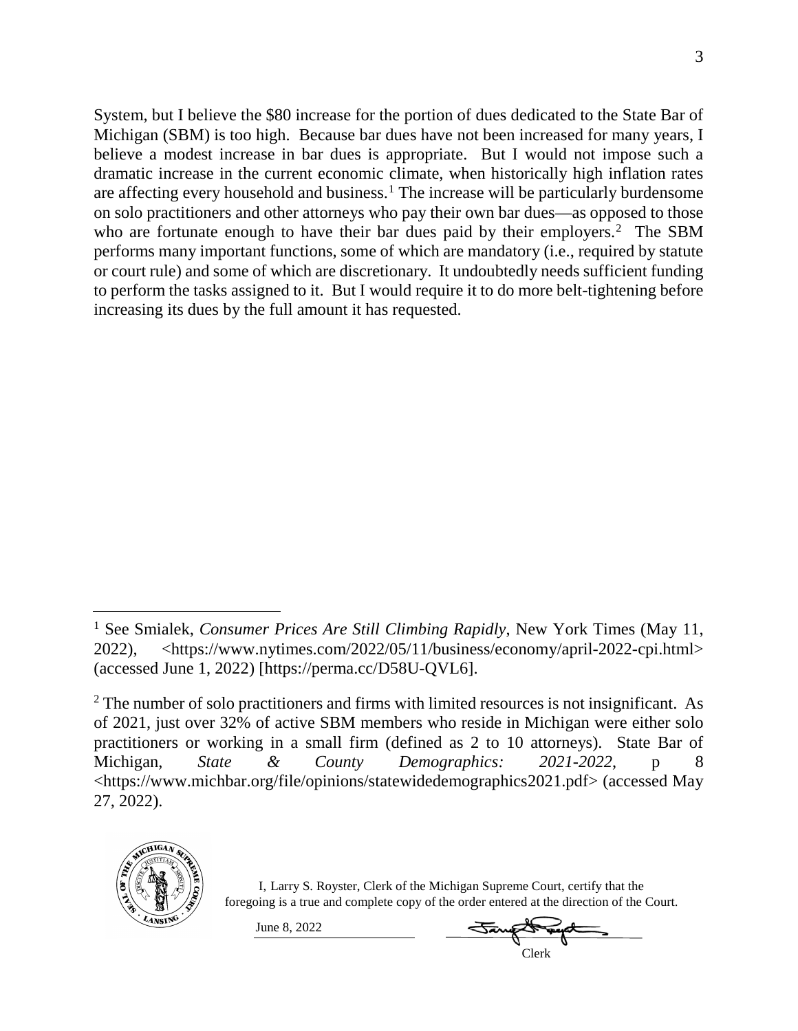System, but I believe the $80 increase for the portion of dues dedicated to the State Bar of Michigan (SBM) is too high. Because bar dues have not been increased for many years, I believe a modest increase in bar dues is appropriate. But I would not impose such a dramatic increase in the current economic climate, when historically high inflation rates are affecting every household and business.[1] The increase will be particularly burdensome on solo practitioners and other attorneys who pay their own bar dues—as opposed to those who are fortunate enough to have their bar dues paid by their employers.[2] The SBM performs many important functions, some of which are mandatory (i.e., required by statute or court rule) and some of which are discretionary. It undoubtedly needs sufficient funding to perform the tasks assigned to it. But I would require it to do more belt-tightening before increasing its dues by the full amount it has requested.

---

[1] See Smialek, *Consumer Prices Are Still Climbing Rapidly*, New York Times (May 11, 2022), <https://www.nytimes.com/2022/05/11/business/economy/april-2022-cpi.html> (accessed June 1, 2022) [https://perma.cc/D58U-QVL6].

[2] The number of solo practitioners and firms with limited resources is not insignificant. As of 2021, just over 32% of active SBM members who reside in Michigan were either solo practitioners or working in a small firm (defined as 2 to 10 attorneys). State Bar of Michigan, *State & County Demographics: 2021-2022*, p 8 <https://www.michbar.org/file/opinions/statewidedemographics2021.pdf> (accessed May 27, 2022).

I, Larry S. Royster, Clerk of the Michigan Supreme Court, certify that the foregoing is a true and complete copy of the order entered at the direction of the Court.

June 8, 2022

Clerk